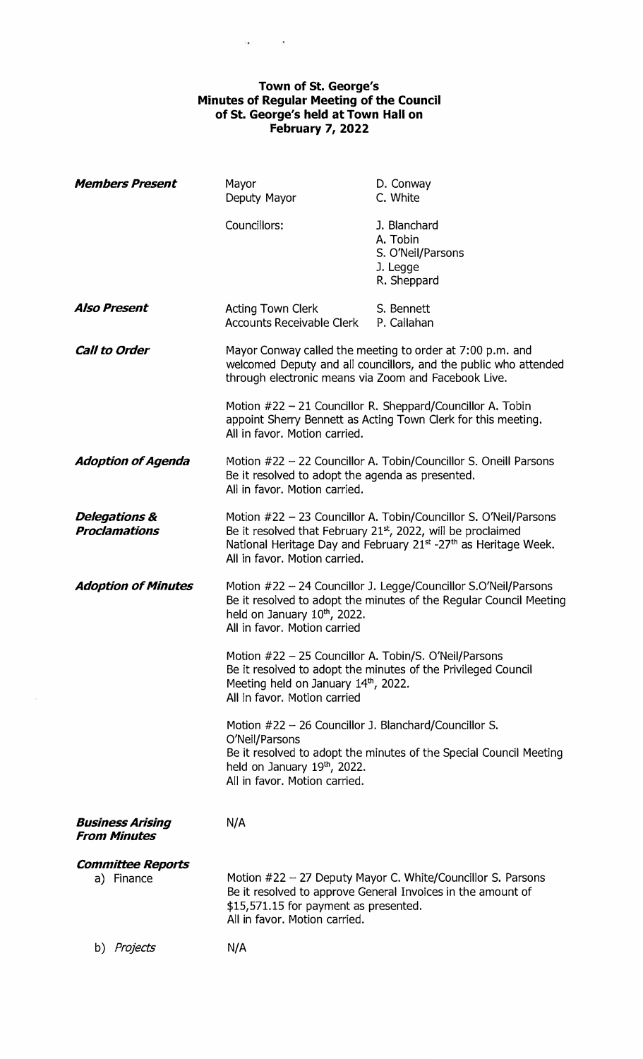# Town of St. George's
## Minutes of Regular Meeting of the Council of St. George's held at Town Hall on February 7, 2022

***Members Present***

| | |
|---|---|
| Mayor | D. Conway |
| Deputy Mayor | C. White |
| Councillors: | J. Blanchard |
| | A. Tobin |
| | S. O'Neil/Parsons |
| | J. Legge |
| | R. Sheppard |

***Also Present***

| | |
|---|---|
| Acting Town Clerk | S. Bennett |
| Accounts Receivable Clerk | P. Callahan |

***Call to Order***

Mayor Conway called the meeting to order at 7:00 p.m. and welcomed Deputy and all councillors, and the public who attended through electronic means via Zoom and Facebook Live.

Motion #22 – 21 Councillor R. Sheppard/Councillor A. Tobin appoint Sherry Bennett as Acting Town Clerk for this meeting.
All in favor. Motion carried.

***Adoption of Agenda***

Motion #22 – 22 Councillor A. Tobin/Councillor S. Oneill Parsons
Be it resolved to adopt the agenda as presented.
All in favor. Motion carried.

***Delegations & Proclamations***

Motion #22 – 23 Councillor A. Tobin/Councillor S. O'Neil/Parsons
Be it resolved that February 21st, 2022, will be proclaimed National Heritage Day and February 21st -27th as Heritage Week.
All in favor. Motion carried.

***Adoption of Minutes***

Motion #22 – 24 Councillor J. Legge/Councillor S.O'Neil/Parsons
Be it resolved to adopt the minutes of the Regular Council Meeting held on January 10th, 2022.
All in favor. Motion carried

Motion #22 – 25 Councillor A. Tobin/S. O'Neil/Parsons
Be it resolved to adopt the minutes of the Privileged Council Meeting held on January 14th, 2022.
All in favor. Motion carried

Motion #22 – 26 Councillor J. Blanchard/Councillor S. O'Neil/Parsons
Be it resolved to adopt the minutes of the Special Council Meeting held on January 19th, 2022.
All in favor. Motion carried.

***Business Arising From Minutes***

N/A

***Committee Reports***

a) Finance

Motion #22 – 27 Deputy Mayor C. White/Councillor S. Parsons
Be it resolved to approve General Invoices in the amount of $15,571.15 for payment as presented.
All in favor. Motion carried.

b) *Projects*

N/A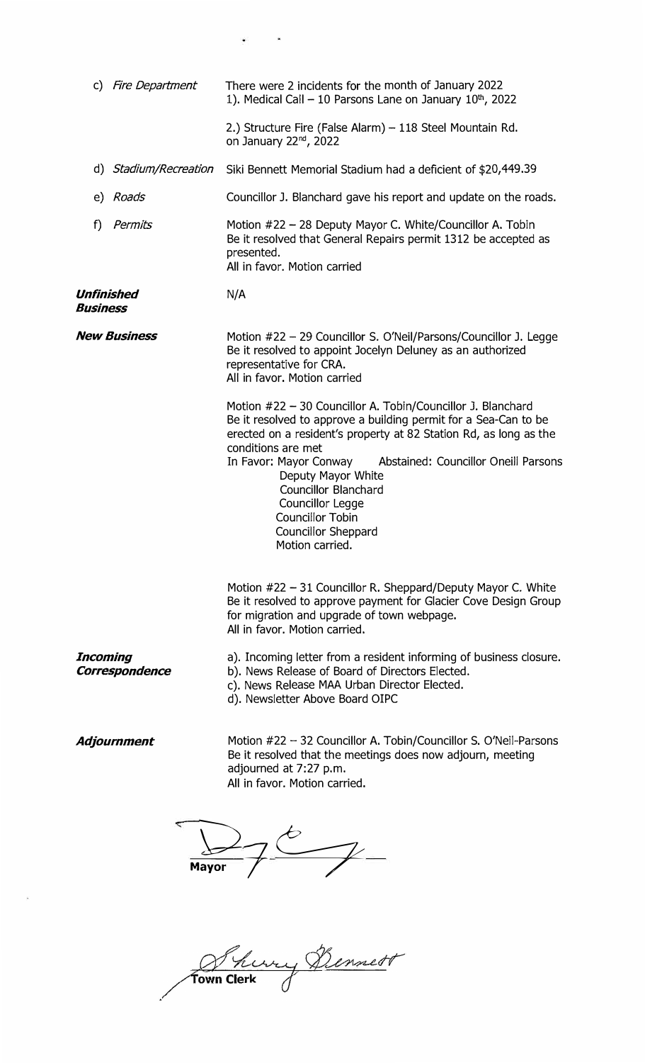c) *Fire Department*

There were 2 incidents for the month of January 2022
1). Medical Call – 10 Parsons Lane on January 10th, 2022

2.) Structure Fire (False Alarm) – 118 Steel Mountain Rd. on January 22nd, 2022

d) *Stadium/Recreation*

Siki Bennett Memorial Stadium had a deficient of $20,449.39

e) *Roads*

Councillor J. Blanchard gave his report and update on the roads.

f) *Permits*

Motion #22 – 28 Deputy Mayor C. White/Councillor A. Tobin
Be it resolved that General Repairs permit 1312 be accepted as presented.
All in favor. Motion carried

***Unfinished Business***

N/A

***New Business***

Motion #22 – 29 Councillor S. O'Neil/Parsons/Councillor J. Legge
Be it resolved to appoint Jocelyn Deluney as an authorized representative for CRA.
All in favor. Motion carried

Motion #22 – 30 Councillor A. Tobin/Councillor J. Blanchard
Be it resolved to approve a building permit for a Sea-Can to be erected on a resident's property at 82 Station Rd, as long as the conditions are met

In Favor: Mayor Conway
Deputy Mayor White
Councillor Blanchard
Councillor Legge
Councillor Tobin
Councillor Sheppard

Abstained: Councillor Oneill Parsons

Motion carried.

Motion #22 – 31 Councillor R. Sheppard/Deputy Mayor C. White
Be it resolved to approve payment for Glacier Cove Design Group for migration and upgrade of town webpage.
All in favor. Motion carried.

***Incoming Correspondence***

a). Incoming letter from a resident informing of business closure.
b). News Release of Board of Directors Elected.
c). News Release MAA Urban Director Elected.
d). Newsletter Above Board OIPC

***Adjournment***

Motion #22 – 32 Councillor A. Tobin/Councillor S. O'Neil-Parsons
Be it resolved that the meetings does now adjourn, meeting adjourned at 7:27 p.m.
All in favor. Motion carried.

**Mayor**

Sherry Bennett
**Town Clerk**